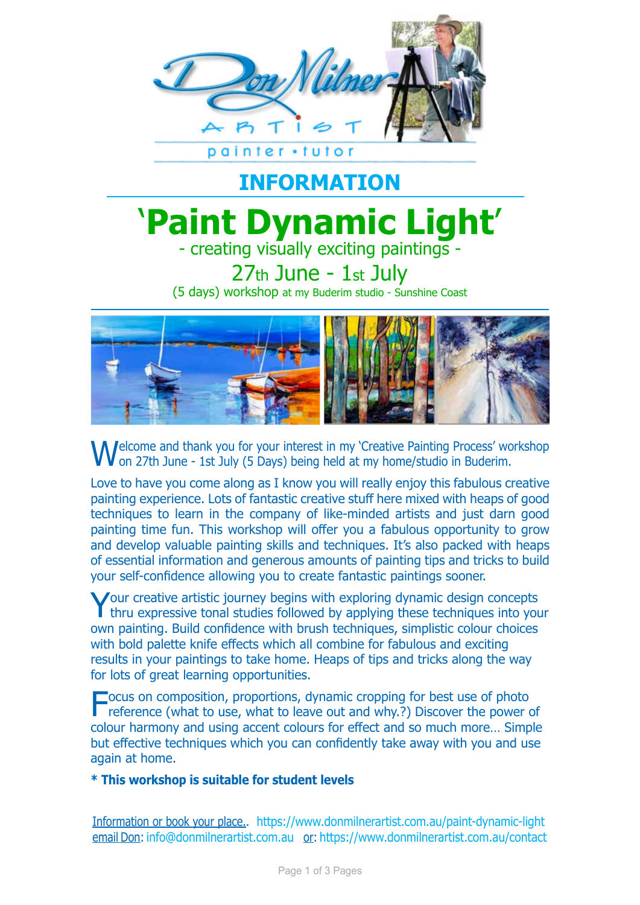Don Milner ARTIST

painter • tutor

# INFORMATION

# 'Paint Dynamic Light'

- creating visually exciting paintings -

## 27th June - 1st July

(5 days) workshop at my Buderim studio - Sunshine Coast

Welcome and thank you for your interest in my 'Creative Painting Process' workshop on 27th June - 1st July (5 Days) being held at my home/studio in Buderim.

Love to have you come along as I know you will really enjoy this fabulous creative painting experience. Lots of fantastic creative stuff here mixed with heaps of good techniques to learn in the company of like-minded artists and just darn good painting time fun. This workshop will offer you a fabulous opportunity to grow and develop valuable painting skills and techniques. It's also packed with heaps of essential information and generous amounts of painting tips and tricks to build your self-confidence allowing you to create fantastic paintings sooner.

Your creative artistic journey begins with exploring dynamic design concepts thru expressive tonal studies followed by applying these techniques into your own painting. Build confidence with brush techniques, simplistic colour choices with bold palette knife effects which all combine for fabulous and exciting results in your paintings to take home. Heaps of tips and tricks along the way for lots of great learning opportunities.

Focus on composition, proportions, dynamic cropping for best use of photo reference (what to use, what to leave out and why.?) Discover the power of colour harmony and using accent colours for effect and so much more… Simple but effective techniques which you can confidently take away with you and use again at home.

**\* This workshop is suitable for student levels**

Information or book your place.. https://www.donmilnerartist.com.au/paint-dynamic-light
email Don: info@donmilnerartist.com.au or: https://www.donmilnerartist.com.au/contact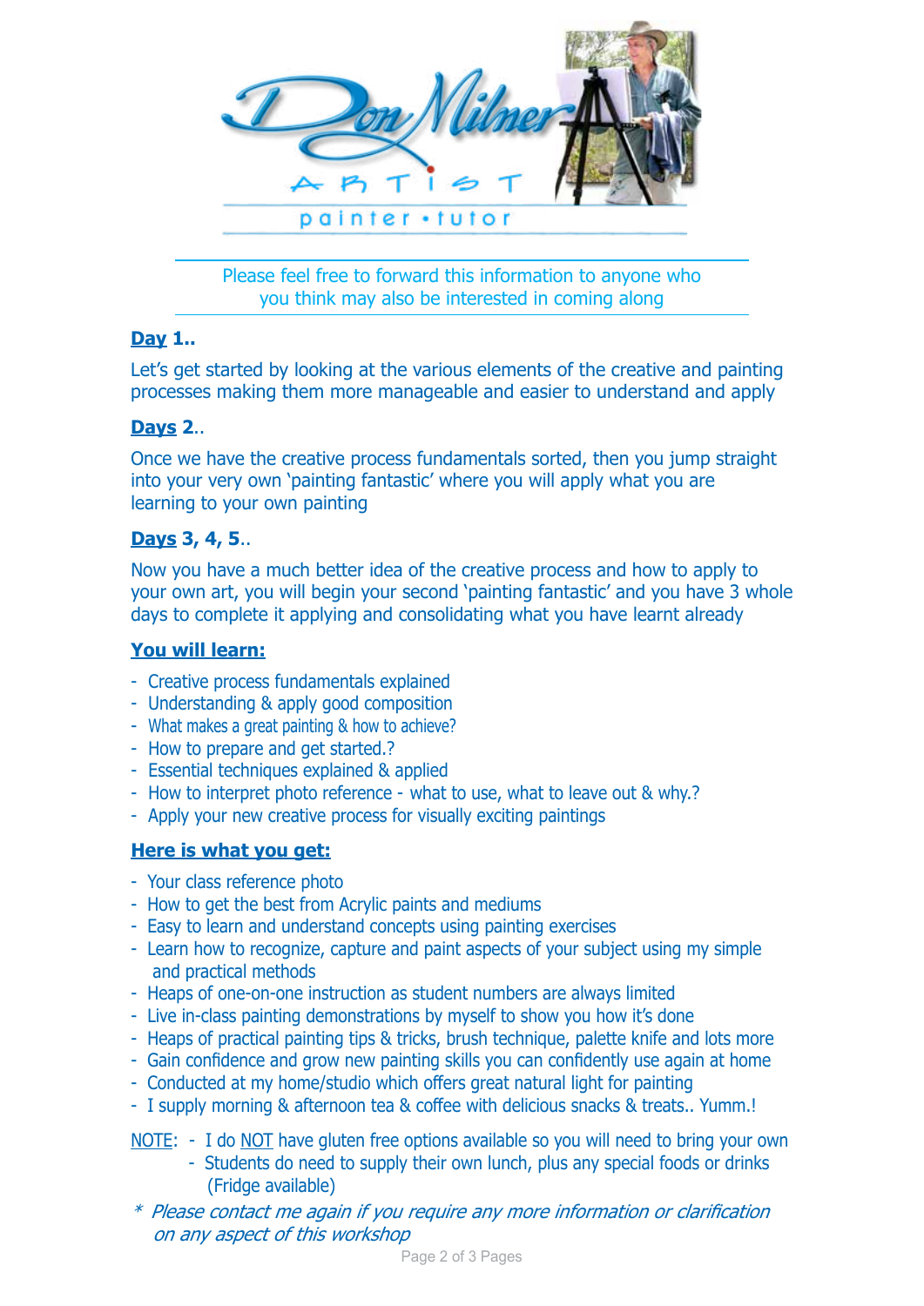Don Milner ARTIST painter • tutor

Please feel free to forward this information to anyone who you think may also be interested in coming along

**Day 1..**

Let's get started by looking at the various elements of the creative and painting processes making them more manageable and easier to understand and apply

**Days 2..**

Once we have the creative process fundamentals sorted, then you jump straight into your very own 'painting fantastic' where you will apply what you are learning to your own painting

**Days 3, 4, 5..**

Now you have a much better idea of the creative process and how to apply to your own art, you will begin your second 'painting fantastic' and you have 3 whole days to complete it applying and consolidating what you have learnt already

**You will learn:**

- Creative process fundamentals explained
- Understanding & apply good composition
- What makes a great painting & how to achieve?
- How to prepare and get started.?
- Essential techniques explained & applied
- How to interpret photo reference - what to use, what to leave out & why.?
- Apply your new creative process for visually exciting paintings

**Here is what you get:**

- Your class reference photo
- How to get the best from Acrylic paints and mediums
- Easy to learn and understand concepts using painting exercises
- Learn how to recognize, capture and paint aspects of your subject using my simple and practical methods
- Heaps of one-on-one instruction as student numbers are always limited
- Live in-class painting demonstrations by myself to show you how it's done
- Heaps of practical painting tips & tricks, brush technique, palette knife and lots more
- Gain confidence and grow new painting skills you can confidently use again at home
- Conducted at my home/studio which offers great natural light for painting
- I supply morning & afternoon tea & coffee with delicious snacks & treats.. Yumm.!

NOTE:
- I do NOT have gluten free options available so you will need to bring your own
- Students do need to supply their own lunch, plus any special foods or drinks (Fridge available)

*\* Please contact me again if you require any more information or clarification on any aspect of this workshop*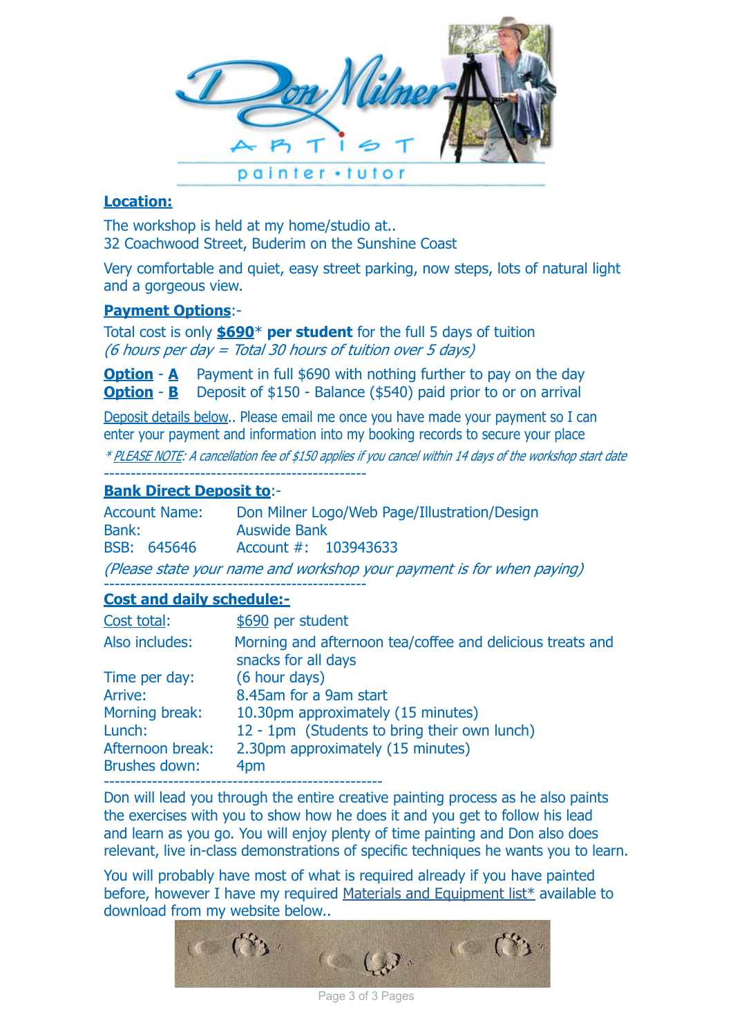Don Milner ARTIST painter • tutor

**Location:**

The workshop is held at my home/studio at..
32 Coachwood Street, Buderim on the Sunshine Coast

Very comfortable and quiet, easy street parking, now steps, lots of natural light and a gorgeous view.

**Payment Options**:-

Total cost is only **$690*** **per student** for the full 5 days of tuition
*(6 hours per day = Total 30 hours of tuition over 5 days)*

**Option** - **A** Payment in full $690 with nothing further to pay on the day
**Option** - **B** Deposit of $150 - Balance ($540) paid prior to or on arrival

Deposit details below.. Please email me once you have made your payment so I can enter your payment and information into my booking records to secure your place

*\* PLEASE NOTE: A cancellation fee of $150 applies if you cancel within 14 days of the workshop start date*

---

**Bank Direct Deposit to**:-

| | |
|---|---|
| Account Name: | Don Milner Logo/Web Page/Illustration/Design |
| Bank: | Auswide Bank |
| BSB: 645646 | Account #: 103943633 |

*(Please state your name and workshop your payment is for when paying)*

---

**Cost and daily schedule:-**

| | |
|---|---|
| Cost total: | $690 per student |
| Also includes: | Morning and afternoon tea/coffee and delicious treats and snacks for all days |
| Time per day: | (6 hour days) |
| Arrive: | 8.45am for a 9am start |
| Morning break: | 10.30pm approximately (15 minutes) |
| Lunch: | 12 - 1pm (Students to bring their own lunch) |
| Afternoon break: | 2.30pm approximately (15 minutes) |
| Brushes down: | 4pm |

---

Don will lead you through the entire creative painting process as he also paints the exercises with you to show how he does it and you get to follow his lead and learn as you go. You will enjoy plenty of time painting and Don also does relevant, live in-class demonstrations of specific techniques he wants you to learn.

You will probably have most of what is required already if you have painted before, however I have my required Materials and Equipment list* available to download from my website below..